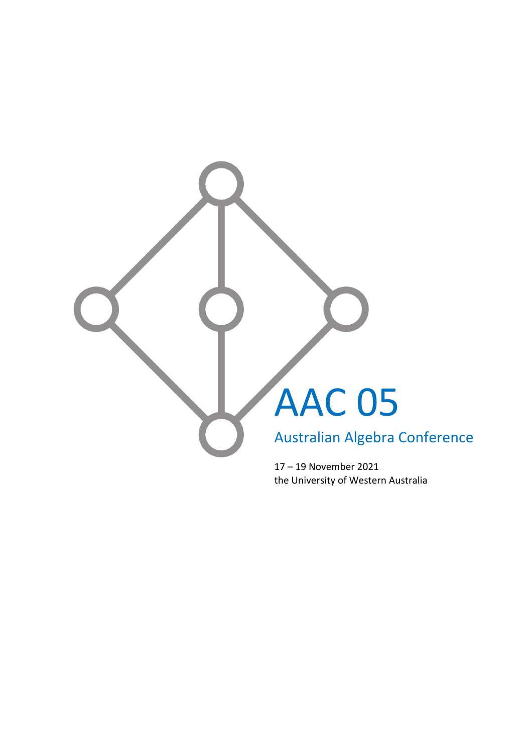# AAC 05

## Australian Algebra Conference

17 – 19 November 2021
the University of Western Australia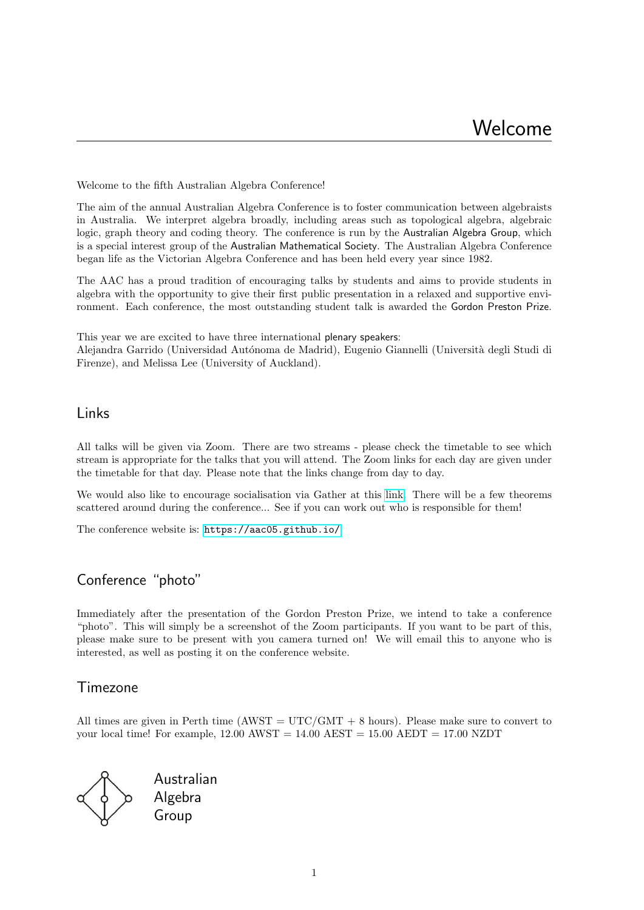// Welcome

Welcome to the fifth Australian Algebra Conference!

The aim of the annual Australian Algebra Conference is to foster communication between algebraists in Australia. We interpret algebra broadly, including areas such as topological algebra, algebraic logic, graph theory and coding theory. The conference is run by the Australian Algebra Group, which is a special interest group of the Australian Mathematical Society. The Australian Algebra Conference began life as the Victorian Algebra Conference and has been held every year since 1982.

The AAC has a proud tradition of encouraging talks by students and aims to provide students in algebra with the opportunity to give their first public presentation in a relaxed and supportive environment. Each conference, the most outstanding student talk is awarded the Gordon Preston Prize.

This year we are excited to have three international plenary speakers:
Alejandra Garrido (Universidad Autónoma de Madrid), Eugenio Giannelli (Università degli Studi di Firenze), and Melissa Lee (University of Auckland).

## Links

All talks will be given via Zoom. There are two streams - please check the timetable to see which stream is appropriate for the talks that you will attend. The Zoom links for each day are given under the timetable for that day. Please note that the links change from day to day.

We would also like to encourage socialisation via Gather at this link. There will be a few theorems scattered around during the conference... See if you can work out who is responsible for them!

The conference website is: https://aac05.github.io/

## Conference "photo"

Immediately after the presentation of the Gordon Preston Prize, we intend to take a conference "photo". This will simply be a screenshot of the Zoom participants. If you want to be part of this, please make sure to be present with you camera turned on! We will email this to anyone who is interested, as well as posting it on the conference website.

## Timezone

All times are given in Perth time (AWST = UTC/GMT + 8 hours). Please make sure to convert to your local time! For example, 12.00 AWST = 14.00 AEST = 15.00 AEDT = 17.00 NZDT

Australian
Algebra
Group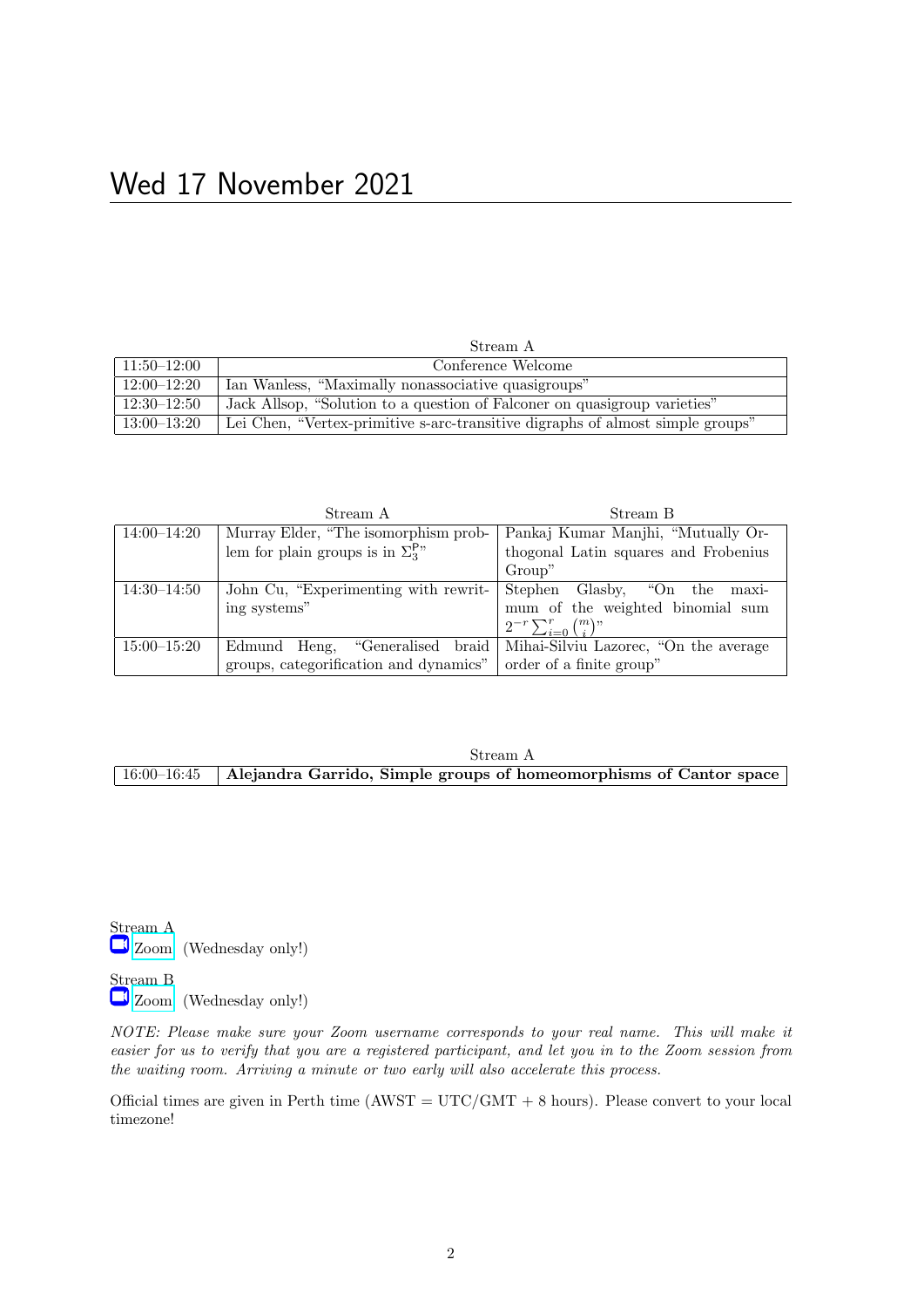# Wed 17 November 2021

| | Stream A |
|---|---|
| 11:50–12:00 | Conference Welcome |
| 12:00–12:20 | Ian Wanless, “Maximally nonassociative quasigroups” |
| 12:30–12:50 | Jack Allsop, “Solution to a question of Falconer on quasigroup varieties” |
| 13:00–13:20 | Lei Chen, “Vertex-primitive s-arc-transitive digraphs of almost simple groups” |

| | Stream A | Stream B |
|---|---|---|
| 14:00–14:20 | Murray Elder, “The isomorphism problem for plain groups is in $\Sigma_3^{\mathsf{P}}$” | Pankaj Kumar Manjhi, “Mutually Orthogonal Latin squares and Frobenius Group” |
| 14:30–14:50 | John Cu, “Experimenting with rewriting systems” | Stephen Glasby, “On the maximum of the weighted binomial sum $2^{-r}\sum_{i=0}^{r}\binom{m}{i}$” |
| 15:00–15:20 | Edmund Heng, “Generalised braid groups, categorification and dynamics” | Mihai-Silviu Lazorec, “On the average order of a finite group” |

| | Stream A |
|---|---|
| 16:00–16:45 | **Alejandra Garrido, Simple groups of homeomorphisms of Cantor space** |

Stream A
Zoom (Wednesday only!)

Stream B
Zoom (Wednesday only!)

*NOTE: Please make sure your Zoom username corresponds to your real name. This will make it easier for us to verify that you are a registered participant, and let you in to the Zoom session from the waiting room. Arriving a minute or two early will also accelerate this process.*

Official times are given in Perth time (AWST = UTC/GMT + 8 hours). Please convert to your local timezone!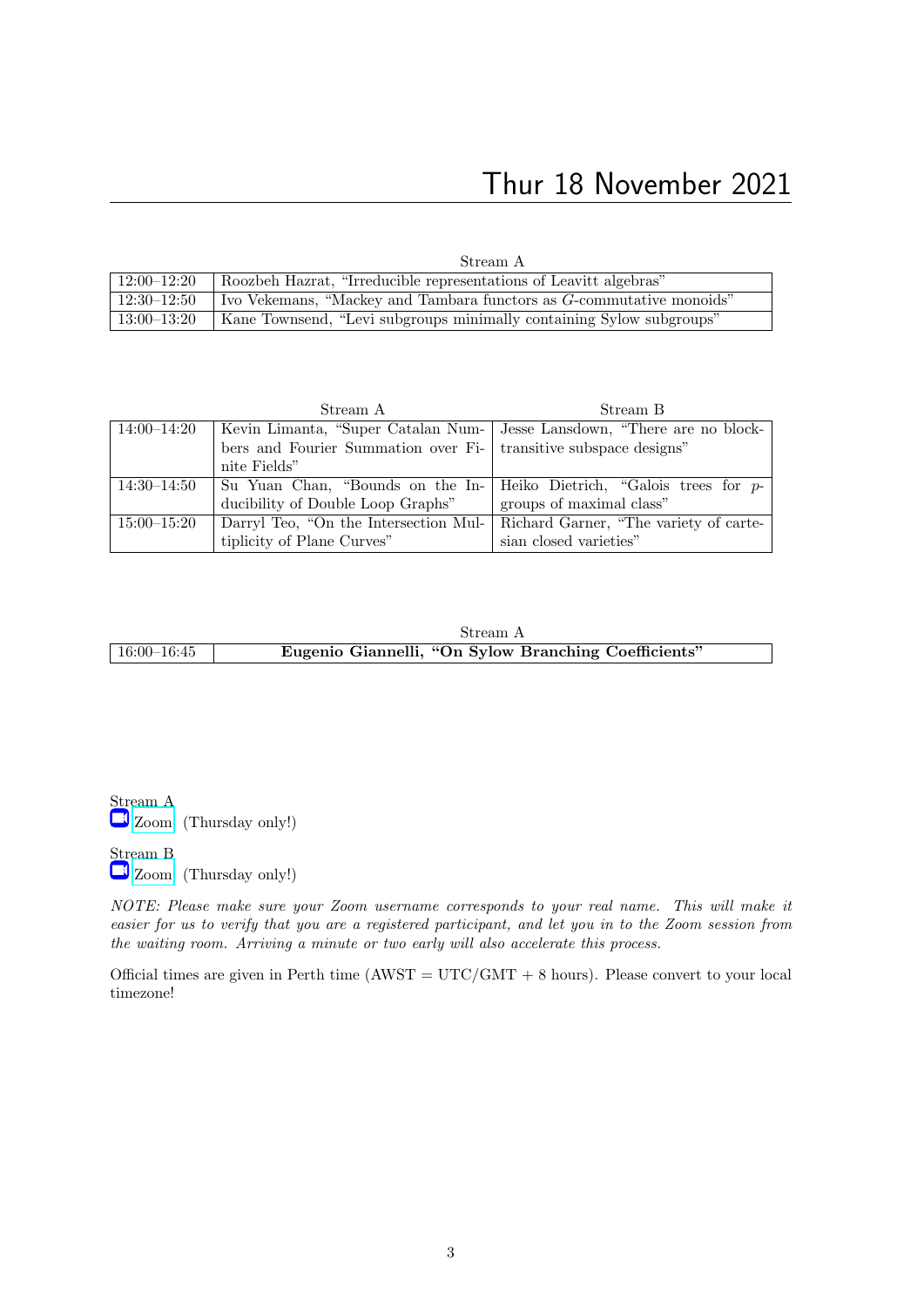# Thur 18 November 2021

| | Stream A |
|---|---|
| 12:00–12:20 | Roozbeh Hazrat, "Irreducible representations of Leavitt algebras" |
| 12:30–12:50 | Ivo Vekemans, "Mackey and Tambara functors as $G$-commutative monoids" |
| 13:00–13:20 | Kane Townsend, "Levi subgroups minimally containing Sylow subgroups" |

| | Stream A | Stream B |
|---|---|---|
| 14:00–14:20 | Kevin Limanta, "Super Catalan Numbers and Fourier Summation over Finite Fields" | Jesse Lansdown, "There are no block-transitive subspace designs" |
| 14:30–14:50 | Su Yuan Chan, "Bounds on the Inducibility of Double Loop Graphs" | Heiko Dietrich, "Galois trees for $p$-groups of maximal class" |
| 15:00–15:20 | Darryl Teo, "On the Intersection Multiplicity of Plane Curves" | Richard Garner, "The variety of cartesian closed varieties" |

| | Stream A |
|---|---|
| 16:00–16:45 | **Eugenio Giannelli, "On Sylow Branching Coefficients"** |

Stream A
Zoom (Thursday only!)

Stream B
Zoom (Thursday only!)

*NOTE: Please make sure your Zoom username corresponds to your real name. This will make it easier for us to verify that you are a registered participant, and let you in to the Zoom session from the waiting room. Arriving a minute or two early will also accelerate this process.*

Official times are given in Perth time (AWST = UTC/GMT + 8 hours). Please convert to your local timezone!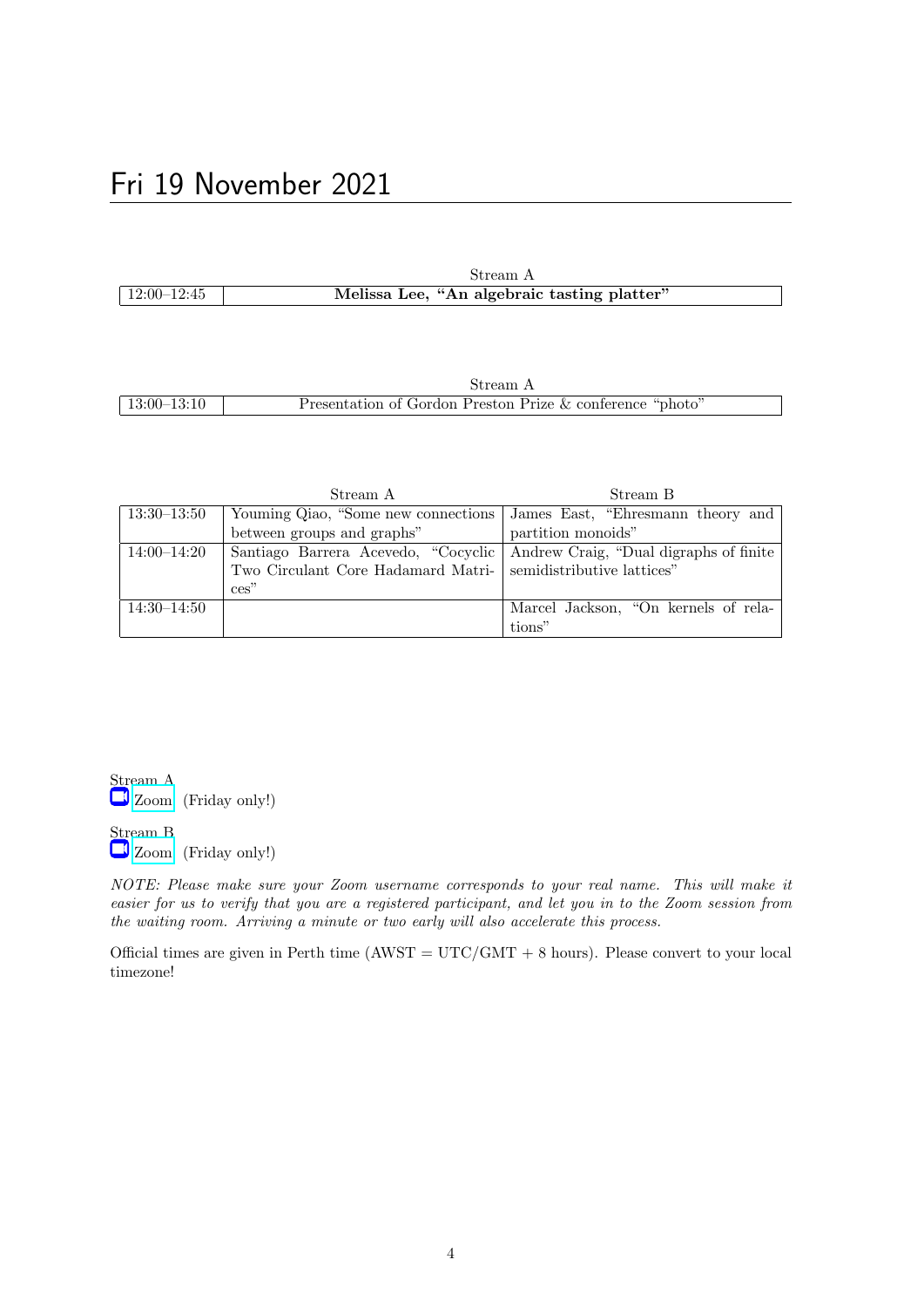# Fri 19 November 2021

| | Stream A |
|---|---|
| 12:00–12:45 | **Melissa Lee, "An algebraic tasting platter"** |

| | Stream A |
|---|---|
| 13:00–13:10 | Presentation of Gordon Preston Prize & conference "photo" |

| | Stream A | Stream B |
|---|---|---|
| 13:30–13:50 | Youming Qiao, "Some new connections between groups and graphs" | James East, "Ehresmann theory and partition monoids" |
| 14:00–14:20 | Santiago Barrera Acevedo, "Cocyclic Two Circulant Core Hadamard Matrices" | Andrew Craig, "Dual digraphs of finite semidistributive lattices" |
| 14:30–14:50 | | Marcel Jackson, "On kernels of relations" |

Stream A
Zoom (Friday only!)

Stream B
Zoom (Friday only!)

*NOTE: Please make sure your Zoom username corresponds to your real name. This will make it easier for us to verify that you are a registered participant, and let you in to the Zoom session from the waiting room. Arriving a minute or two early will also accelerate this process.*

Official times are given in Perth time (AWST = UTC/GMT + 8 hours). Please convert to your local timezone!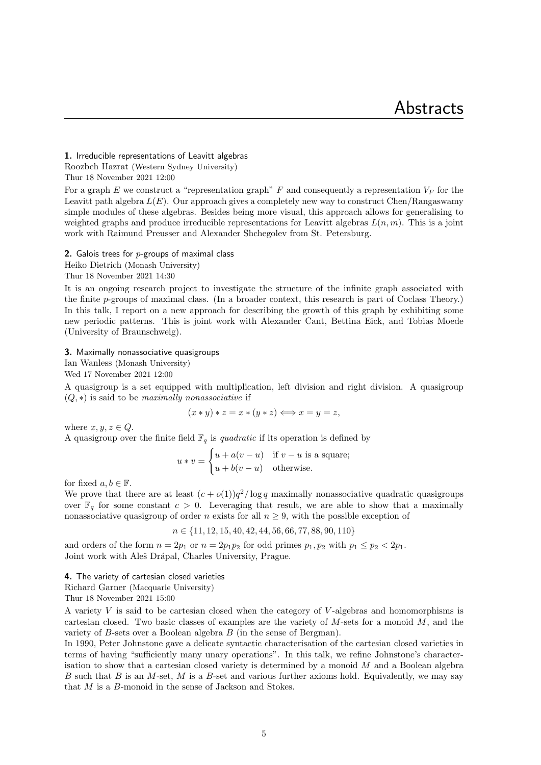# Abstracts

### 1. Irreducible representations of Leavitt algebras

Roozbeh Hazrat (Western Sydney University)
Thur 18 November 2021 12:00

For a graph $E$ we construct a "representation graph" $F$ and consequently a representation $V_F$ for the Leavitt path algebra $L(E)$. Our approach gives a completely new way to construct Chen/Rangaswamy simple modules of these algebras. Besides being more visual, this approach allows for generalising to weighted graphs and produce irreducible representations for Leavitt algebras $L(n, m)$. This is a joint work with Raimund Preusser and Alexander Shchegolev from St. Petersburg.

### 2. Galois trees for $p$-groups of maximal class

Heiko Dietrich (Monash University)
Thur 18 November 2021 14:30

It is an ongoing research project to investigate the structure of the infinite graph associated with the finite $p$-groups of maximal class. (In a broader context, this research is part of Coclass Theory.) In this talk, I report on a new approach for describing the growth of this graph by exhibiting some new periodic patterns. This is joint work with Alexander Cant, Bettina Eick, and Tobias Moede (University of Braunschweig).

### 3. Maximally nonassociative quasigroups

Ian Wanless (Monash University)
Wed 17 November 2021 12:00

A quasigroup is a set equipped with multiplication, left division and right division. A quasigroup $(Q, *)$ is said to be *maximally nonassociative* if

$$(x * y) * z = x * (y * z) \Longleftrightarrow x = y = z,$$

where $x, y, z \in Q$.
A quasigroup over the finite field $\mathbb{F}_q$ is *quadratic* if its operation is defined by

$$u * v = \begin{cases} u + a(v - u) & \text{if } v - u \text{ is a square;} \\ u + b(v - u) & \text{otherwise.} \end{cases}$$

for fixed $a, b \in \mathbb{F}$.
We prove that there are at least $(c + o(1))q^2/\log q$ maximally nonassociative quadratic quasigroups over $\mathbb{F}_q$ for some constant $c > 0$. Leveraging that result, we are able to show that a maximally nonassociative quasigroup of order $n$ exists for all $n \geq 9$, with the possible exception of

$$n \in \{11, 12, 15, 40, 42, 44, 56, 66, 77, 88, 90, 110\}$$

and orders of the form $n = 2p_1$ or $n = 2p_1p_2$ for odd primes $p_1, p_2$ with $p_1 \leq p_2 < 2p_1$.
Joint work with Aleš Drápal, Charles University, Prague.

### 4. The variety of cartesian closed varieties

Richard Garner (Macquarie University)
Thur 18 November 2021 15:00

A variety $V$ is said to be cartesian closed when the category of $V$-algebras and homomorphisms is cartesian closed. Two basic classes of examples are the variety of $M$-sets for a monoid $M$, and the variety of $B$-sets over a Boolean algebra $B$ (in the sense of Bergman).
In 1990, Peter Johnstone gave a delicate syntactic characterisation of the cartesian closed varieties in terms of having "sufficiently many unary operations". In this talk, we refine Johnstone's characterisation to show that a cartesian closed variety is determined by a monoid $M$ and a Boolean algebra $B$ such that $B$ is an $M$-set, $M$ is a $B$-set and various further axioms hold. Equivalently, we may say that $M$ is a $B$-monoid in the sense of Jackson and Stokes.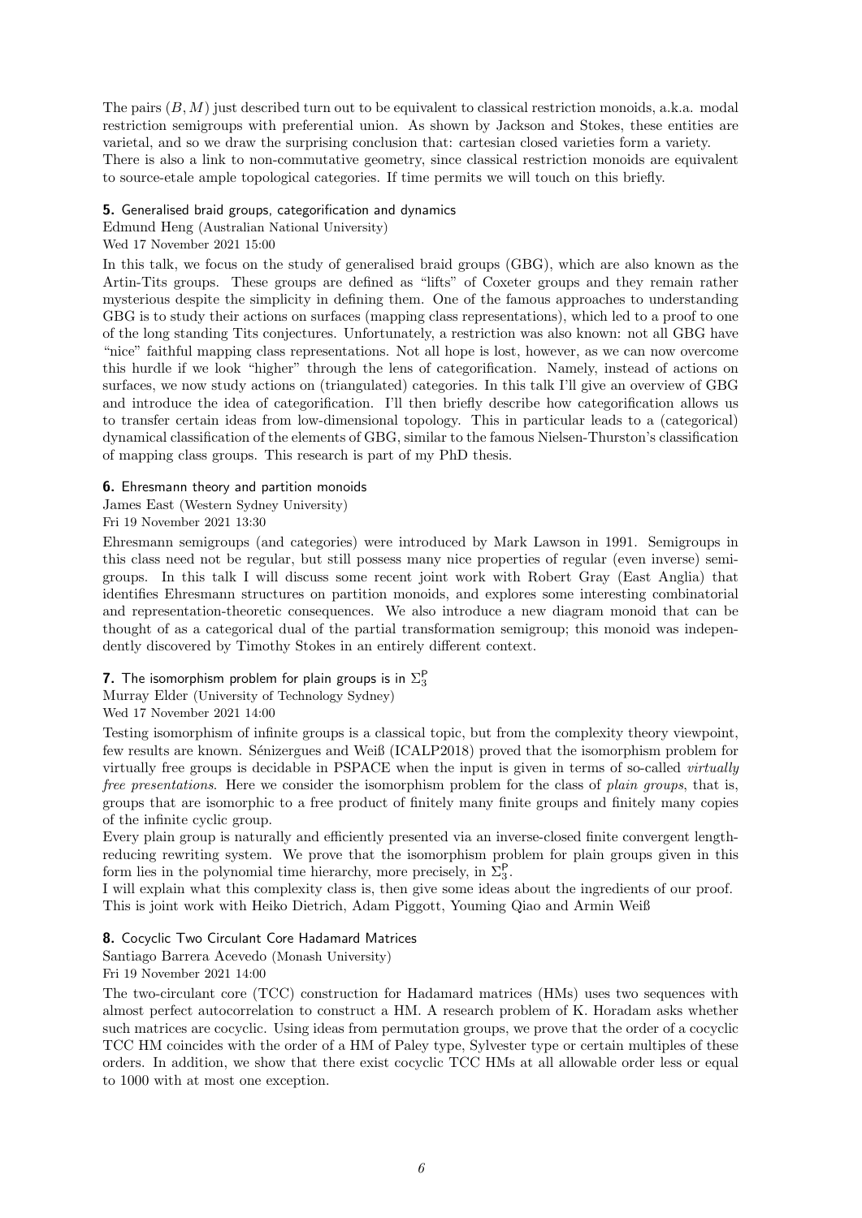The pairs $(B, M)$ just described turn out to be equivalent to classical restriction monoids, a.k.a. modal restriction semigroups with preferential union. As shown by Jackson and Stokes, these entities are varietal, and so we draw the surprising conclusion that: cartesian closed varieties form a variety. There is also a link to non-commutative geometry, since classical restriction monoids are equivalent to source-etale ample topological categories. If time permits we will touch on this briefly.

**5.** Generalised braid groups, categorification and dynamics

Edmund Heng (Australian National University)

Wed 17 November 2021 15:00

In this talk, we focus on the study of generalised braid groups (GBG), which are also known as the Artin-Tits groups. These groups are defined as "lifts" of Coxeter groups and they remain rather mysterious despite the simplicity in defining them. One of the famous approaches to understanding GBG is to study their actions on surfaces (mapping class representations), which led to a proof to one of the long standing Tits conjectures. Unfortunately, a restriction was also known: not all GBG have "nice" faithful mapping class representations. Not all hope is lost, however, as we can now overcome this hurdle if we look "higher" through the lens of categorification. Namely, instead of actions on surfaces, we now study actions on (triangulated) categories. In this talk I'll give an overview of GBG and introduce the idea of categorification. I'll then briefly describe how categorification allows us to transfer certain ideas from low-dimensional topology. This in particular leads to a (categorical) dynamical classification of the elements of GBG, similar to the famous Nielsen-Thurston's classification of mapping class groups. This research is part of my PhD thesis.

**6.** Ehresmann theory and partition monoids

James East (Western Sydney University)

Fri 19 November 2021 13:30

Ehresmann semigroups (and categories) were introduced by Mark Lawson in 1991. Semigroups in this class need not be regular, but still possess many nice properties of regular (even inverse) semigroups. In this talk I will discuss some recent joint work with Robert Gray (East Anglia) that identifies Ehresmann structures on partition monoids, and explores some interesting combinatorial and representation-theoretic consequences. We also introduce a new diagram monoid that can be thought of as a categorical dual of the partial transformation semigroup; this monoid was independently discovered by Timothy Stokes in an entirely different context.

**7.** The isomorphism problem for plain groups is in $\Sigma_3^{\mathsf{P}}$

Murray Elder (University of Technology Sydney)

Wed 17 November 2021 14:00

Testing isomorphism of infinite groups is a classical topic, but from the complexity theory viewpoint, few results are known. Sénizergues and Weiß (ICALP2018) proved that the isomorphism problem for virtually free groups is decidable in PSPACE when the input is given in terms of so-called *virtually free presentations*. Here we consider the isomorphism problem for the class of *plain groups*, that is, groups that are isomorphic to a free product of finitely many finite groups and finitely many copies of the infinite cyclic group.

Every plain group is naturally and efficiently presented via an inverse-closed finite convergent length-reducing rewriting system. We prove that the isomorphism problem for plain groups given in this form lies in the polynomial time hierarchy, more precisely, in $\Sigma_3^{\mathsf{P}}$.

I will explain what this complexity class is, then give some ideas about the ingredients of our proof. This is joint work with Heiko Dietrich, Adam Piggott, Youming Qiao and Armin Weiß

**8.** Cocyclic Two Circulant Core Hadamard Matrices

Santiago Barrera Acevedo (Monash University)

Fri 19 November 2021 14:00

The two-circulant core (TCC) construction for Hadamard matrices (HMs) uses two sequences with almost perfect autocorrelation to construct a HM. A research problem of K. Horadam asks whether such matrices are cocyclic. Using ideas from permutation groups, we prove that the order of a cocyclic TCC HM coincides with the order of a HM of Paley type, Sylvester type or certain multiples of these orders. In addition, we show that there exist cocyclic TCC HMs at all allowable order less or equal to 1000 with at most one exception.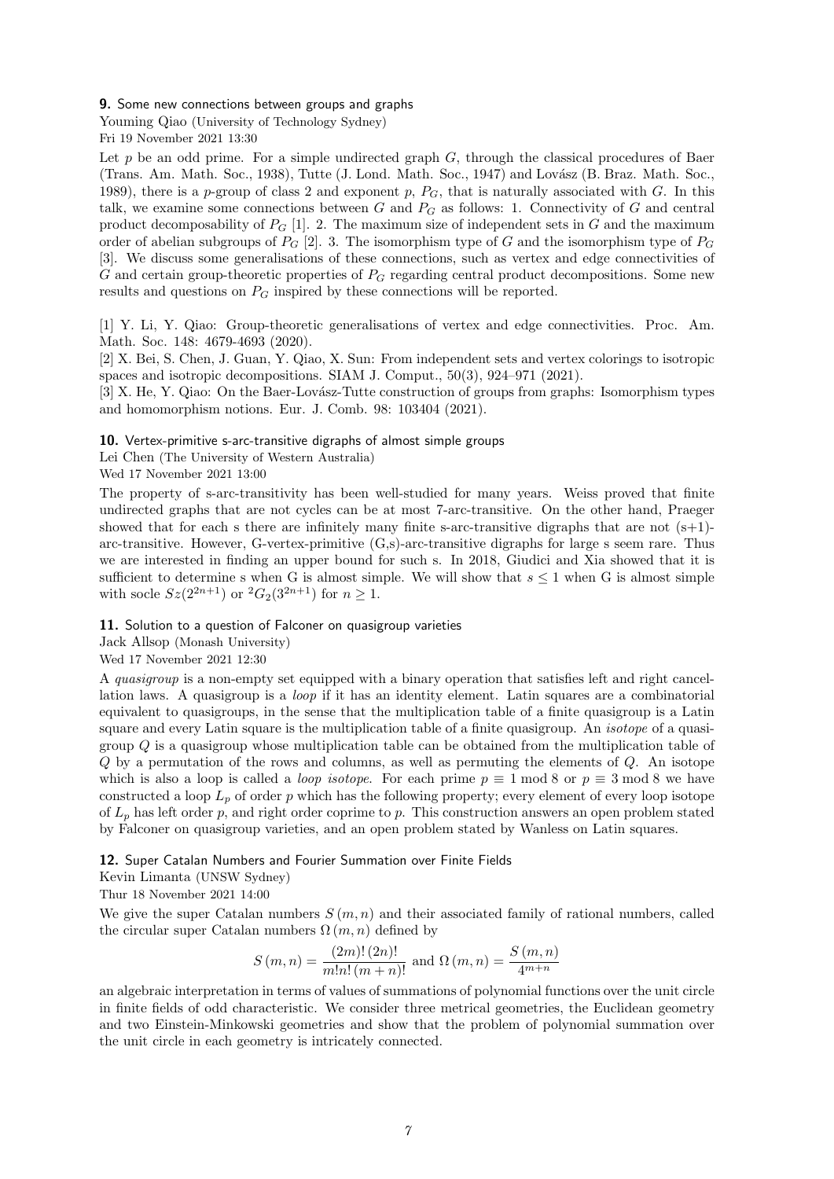### **9.** Some new connections between groups and graphs

Youming Qiao (University of Technology Sydney)

Fri 19 November 2021 13:30

Let $p$ be an odd prime. For a simple undirected graph $G$, through the classical procedures of Baer (Trans. Am. Math. Soc., 1938), Tutte (J. Lond. Math. Soc., 1947) and Lovász (B. Braz. Math. Soc., 1989), there is a $p$-group of class 2 and exponent $p$, $P_G$, that is naturally associated with $G$. In this talk, we examine some connections between $G$ and $P_G$ as follows: 1. Connectivity of $G$ and central product decomposability of $P_G$ [1]. 2. The maximum size of independent sets in $G$ and the maximum order of abelian subgroups of $P_G$ [2]. 3. The isomorphism type of $G$ and the isomorphism type of $P_G$ [3]. We discuss some generalisations of these connections, such as vertex and edge connectivities of $G$ and certain group-theoretic properties of $P_G$ regarding central product decompositions. Some new results and questions on $P_G$ inspired by these connections will be reported.

[1] Y. Li, Y. Qiao: Group-theoretic generalisations of vertex and edge connectivities. Proc. Am. Math. Soc. 148: 4679-4693 (2020).

[2] X. Bei, S. Chen, J. Guan, Y. Qiao, X. Sun: From independent sets and vertex colorings to isotropic spaces and isotropic decompositions. SIAM J. Comput., 50(3), 924–971 (2021).

[3] X. He, Y. Qiao: On the Baer-Lovász-Tutte construction of groups from graphs: Isomorphism types and homomorphism notions. Eur. J. Comb. 98: 103404 (2021).

### **10.** Vertex-primitive s-arc-transitive digraphs of almost simple groups

Lei Chen (The University of Western Australia)

Wed 17 November 2021 13:00

The property of s-arc-transitivity has been well-studied for many years. Weiss proved that finite undirected graphs that are not cycles can be at most 7-arc-transitive. On the other hand, Praeger showed that for each s there are infinitely many finite s-arc-transitive digraphs that are not (s+1)-arc-transitive. However, G-vertex-primitive (G,s)-arc-transitive digraphs for large s seem rare. Thus we are interested in finding an upper bound for such s. In 2018, Giudici and Xia showed that it is sufficient to determine s when G is almost simple. We will show that $s \leq 1$ when G is almost simple with socle $Sz(2^{2n+1})$ or ${}^2G_2(3^{2n+1})$ for $n \geq 1$.

### **11.** Solution to a question of Falconer on quasigroup varieties

Jack Allsop (Monash University)

Wed 17 November 2021 12:30

A *quasigroup* is a non-empty set equipped with a binary operation that satisfies left and right cancellation laws. A quasigroup is a *loop* if it has an identity element. Latin squares are a combinatorial equivalent to quasigroups, in the sense that the multiplication table of a finite quasigroup is a Latin square and every Latin square is the multiplication table of a finite quasigroup. An *isotope* of a quasigroup $Q$ is a quasigroup whose multiplication table can be obtained from the multiplication table of $Q$ by a permutation of the rows and columns, as well as permuting the elements of $Q$. An isotope which is also a loop is called a *loop isotope*. For each prime $p \equiv 1 \bmod 8$ or $p \equiv 3 \bmod 8$ we have constructed a loop $L_p$ of order $p$ which has the following property; every element of every loop isotope of $L_p$ has left order $p$, and right order coprime to $p$. This construction answers an open problem stated by Falconer on quasigroup varieties, and an open problem stated by Wanless on Latin squares.

### **12.** Super Catalan Numbers and Fourier Summation over Finite Fields

Kevin Limanta (UNSW Sydney)

Thur 18 November 2021 14:00

We give the super Catalan numbers $S(m,n)$ and their associated family of rational numbers, called the circular super Catalan numbers $\Omega(m,n)$ defined by

$$S(m,n) = \frac{(2m)!\,(2n)!}{m!n!\,(m+n)!} \text{ and } \Omega(m,n) = \frac{S(m,n)}{4^{m+n}}$$

an algebraic interpretation in terms of values of summations of polynomial functions over the unit circle in finite fields of odd characteristic. We consider three metrical geometries, the Euclidean geometry and two Einstein-Minkowski geometries and show that the problem of polynomial summation over the unit circle in each geometry is intricately connected.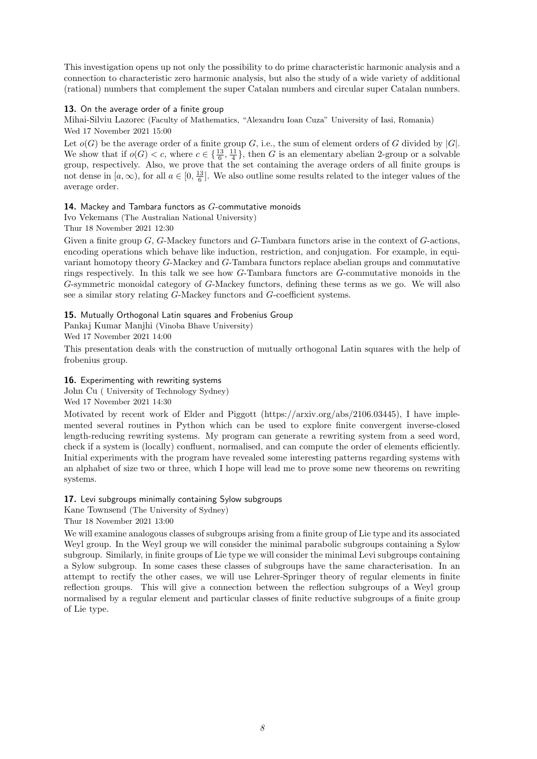This investigation opens up not only the possibility to do prime characteristic harmonic analysis and a connection to characteristic zero harmonic analysis, but also the study of a wide variety of additional (rational) numbers that complement the super Catalan numbers and circular super Catalan numbers.

### 13. On the average order of a finite group

Mihai-Silviu Lazorec (Faculty of Mathematics, "Alexandru Ioan Cuza" University of Iasi, Romania)
Wed 17 November 2021 15:00

Let $o(G)$ be the average order of a finite group $G$, i.e., the sum of element orders of $G$ divided by $|G|$. We show that if $o(G) < c$, where $c \in \{\frac{13}{6}, \frac{11}{4}\}$, then $G$ is an elementary abelian 2-group or a solvable group, respectively. Also, we prove that the set containing the average orders of all finite groups is not dense in $[a, \infty)$, for all $a \in [0, \frac{13}{6}]$. We also outline some results related to the integer values of the average order.

### 14. Mackey and Tambara functors as $G$-commutative monoids

Ivo Vekemans (The Australian National University)
Thur 18 November 2021 12:30

Given a finite group $G$, $G$-Mackey functors and $G$-Tambara functors arise in the context of $G$-actions, encoding operations which behave like induction, restriction, and conjugation. For example, in equivariant homotopy theory $G$-Mackey and $G$-Tambara functors replace abelian groups and commutative rings respectively. In this talk we see how $G$-Tambara functors are $G$-commutative monoids in the $G$-symmetric monoidal category of $G$-Mackey functors, defining these terms as we go. We will also see a similar story relating $G$-Mackey functors and $G$-coefficient systems.

### 15. Mutually Orthogonal Latin squares and Frobenius Group

Pankaj Kumar Manjhi (Vinoba Bhave University)
Wed 17 November 2021 14:00

This presentation deals with the construction of mutually orthogonal Latin squares with the help of frobenius group.

### 16. Experimenting with rewriting systems

John Cu ( University of Technology Sydney)
Wed 17 November 2021 14:30

Motivated by recent work of Elder and Piggott (https://arxiv.org/abs/2106.03445), I have implemented several routines in Python which can be used to explore finite convergent inverse-closed length-reducing rewriting systems. My program can generate a rewriting system from a seed word, check if a system is (locally) confluent, normalised, and can compute the order of elements efficiently. Initial experiments with the program have revealed some interesting patterns regarding systems with an alphabet of size two or three, which I hope will lead me to prove some new theorems on rewriting systems.

### 17. Levi subgroups minimally containing Sylow subgroups

Kane Townsend (The University of Sydney)
Thur 18 November 2021 13:00

We will examine analogous classes of subgroups arising from a finite group of Lie type and its associated Weyl group. In the Weyl group we will consider the minimal parabolic subgroups containing a Sylow subgroup. Similarly, in finite groups of Lie type we will consider the minimal Levi subgroups containing a Sylow subgroup. In some cases these classes of subgroups have the same characterisation. In an attempt to rectify the other cases, we will use Lehrer-Springer theory of regular elements in finite reflection groups. This will give a connection between the reflection subgroups of a Weyl group normalised by a regular element and particular classes of finite reductive subgroups of a finite group of Lie type.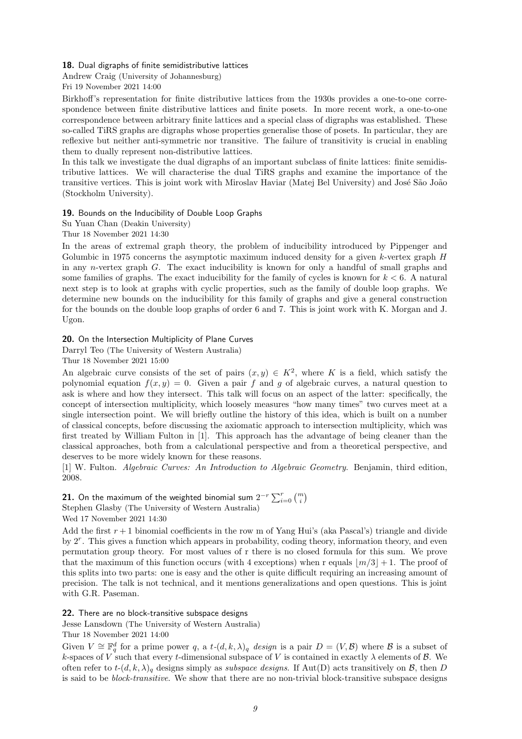### 18. Dual digraphs of finite semidistributive lattices

Andrew Craig (University of Johannesburg)

Fri 19 November 2021 14:00

Birkhoff's representation for finite distributive lattices from the 1930s provides a one-to-one correspondence between finite distributive lattices and finite posets. In more recent work, a one-to-one correspondence between arbitrary finite lattices and a special class of digraphs was established. These so-called TiRS graphs are digraphs whose properties generalise those of posets. In particular, they are reflexive but neither anti-symmetric nor transitive. The failure of transitivity is crucial in enabling them to dually represent non-distributive lattices.

In this talk we investigate the dual digraphs of an important subclass of finite lattices: finite semidistributive lattices. We will characterise the dual TiRS graphs and examine the importance of the transitive vertices. This is joint work with Miroslav Haviar (Matej Bel University) and José São João (Stockholm University).

### 19. Bounds on the Inducibility of Double Loop Graphs

Su Yuan Chan (Deakin University)

Thur 18 November 2021 14:30

In the areas of extremal graph theory, the problem of inducibility introduced by Pippenger and Golumbic in 1975 concerns the asymptotic maximum induced density for a given $k$-vertex graph $H$ in any $n$-vertex graph $G$. The exact inducibility is known for only a handful of small graphs and some families of graphs. The exact inducibility for the family of cycles is known for $k < 6$. A natural next step is to look at graphs with cyclic properties, such as the family of double loop graphs. We determine new bounds on the inducibility for this family of graphs and give a general construction for the bounds on the double loop graphs of order 6 and 7. This is joint work with K. Morgan and J. Ugon.

### 20. On the Intersection Multiplicity of Plane Curves

Darryl Teo (The University of Western Australia)

Thur 18 November 2021 15:00

An algebraic curve consists of the set of pairs $(x, y) \in K^2$, where $K$ is a field, which satisfy the polynomial equation $f(x, y) = 0$. Given a pair $f$ and $g$ of algebraic curves, a natural question to ask is where and how they intersect. This talk will focus on an aspect of the latter: specifically, the concept of intersection multiplicity, which loosely measures "how many times" two curves meet at a single intersection point. We will briefly outline the history of this idea, which is built on a number of classical concepts, before discussing the axiomatic approach to intersection multiplicity, which was first treated by William Fulton in [1]. This approach has the advantage of being cleaner than the classical approaches, both from a calculational perspective and from a theoretical perspective, and deserves to be more widely known for these reasons.

[1] W. Fulton. *Algebraic Curves: An Introduction to Algebraic Geometry*. Benjamin, third edition, 2008.

### 21. On the maximum of the weighted binomial sum $2^{-r}\sum_{i=0}^{r}\binom{m}{i}$

Stephen Glasby (The University of Western Australia)

Wed 17 November 2021 14:30

Add the first $r+1$ binomial coefficients in the row m of Yang Hui's (aka Pascal's) triangle and divide by $2^r$. This gives a function which appears in probability, coding theory, information theory, and even permutation group theory. For most values of r there is no closed formula for this sum. We prove that the maximum of this function occurs (with 4 exceptions) when r equals $\lfloor m/3 \rfloor + 1$. The proof of this splits into two parts: one is easy and the other is quite difficult requiring an increasing amount of precision. The talk is not technical, and it mentions generalizations and open questions. This is joint with G.R. Paseman.

### 22. There are no block-transitive subspace designs

Jesse Lansdown (The University of Western Australia)

Thur 18 November 2021 14:00

Given $V \cong \mathbb{F}_q^d$ for a prime power $q$, a $t$-$(d, k, \lambda)_q$ *design* is a pair $D = (V, \mathcal{B})$ where $\mathcal{B}$ is a subset of $k$-spaces of $V$ such that every $t$-dimensional subspace of $V$ is contained in exactly $\lambda$ elements of $\mathcal{B}$. We often refer to $t$-$(d, k, \lambda)_q$ designs simply as *subspace designs*. If Aut(D) acts transitively on $\mathcal{B}$, then $D$ is said to be *block-transitive*. We show that there are no non-trivial block-transitive subspace designs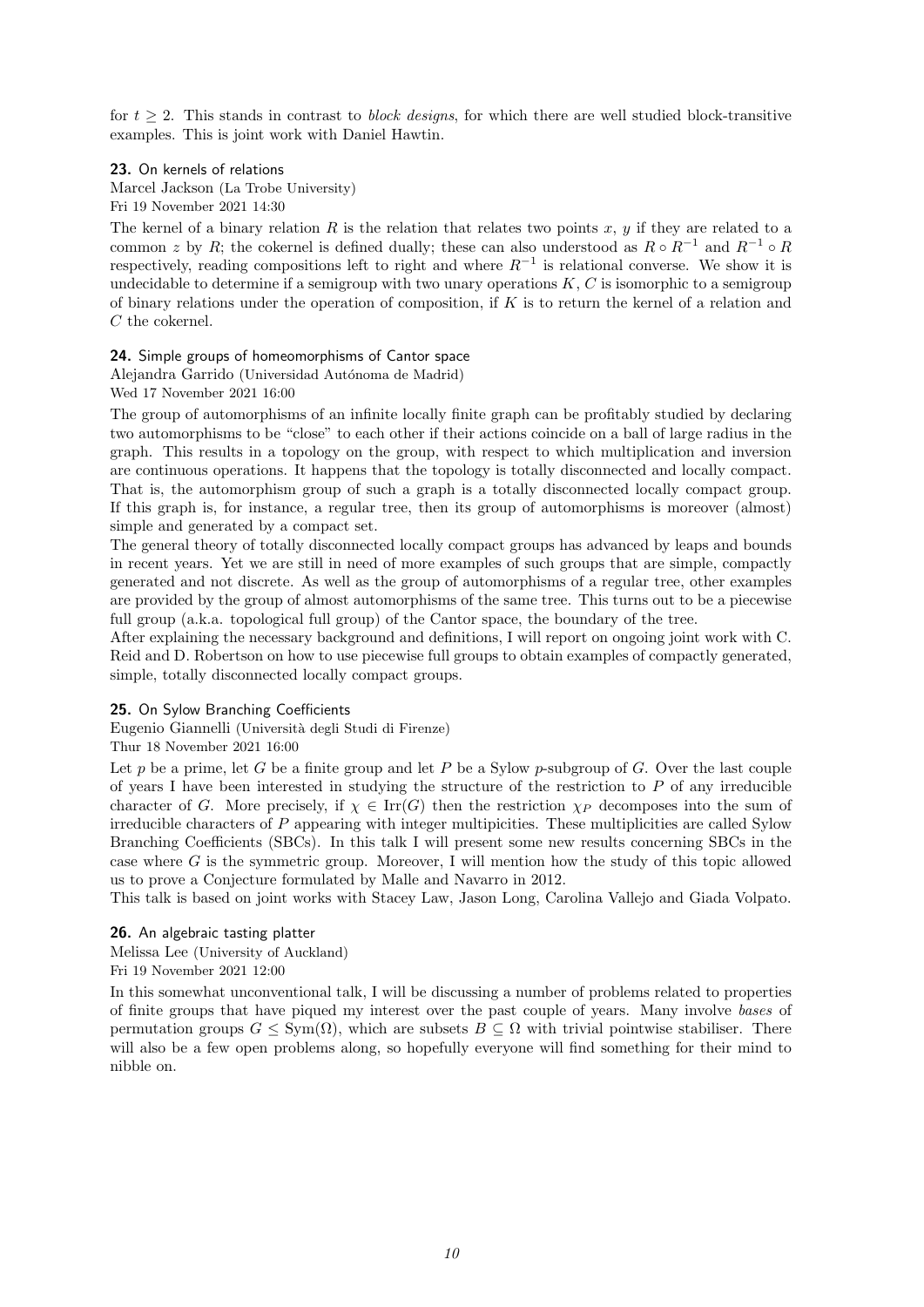for $t \geq 2$. This stands in contrast to *block designs*, for which there are well studied block-transitive examples. This is joint work with Daniel Hawtin.

### 23. On kernels of relations

Marcel Jackson (La Trobe University)
Fri 19 November 2021 14:30

The kernel of a binary relation $R$ is the relation that relates two points $x$, $y$ if they are related to a common $z$ by $R$; the cokernel is defined dually; these can also understood as $R \circ R^{-1}$ and $R^{-1} \circ R$ respectively, reading compositions left to right and where $R^{-1}$ is relational converse. We show it is undecidable to determine if a semigroup with two unary operations $K$, $C$ is isomorphic to a semigroup of binary relations under the operation of composition, if $K$ is to return the kernel of a relation and $C$ the cokernel.

### 24. Simple groups of homeomorphisms of Cantor space

Alejandra Garrido (Universidad Autónoma de Madrid)
Wed 17 November 2021 16:00

The group of automorphisms of an infinite locally finite graph can be profitably studied by declaring two automorphisms to be "close" to each other if their actions coincide on a ball of large radius in the graph. This results in a topology on the group, with respect to which multiplication and inversion are continuous operations. It happens that the topology is totally disconnected and locally compact. That is, the automorphism group of such a graph is a totally disconnected locally compact group. If this graph is, for instance, a regular tree, then its group of automorphisms is moreover (almost) simple and generated by a compact set.

The general theory of totally disconnected locally compact groups has advanced by leaps and bounds in recent years. Yet we are still in need of more examples of such groups that are simple, compactly generated and not discrete. As well as the group of automorphisms of a regular tree, other examples are provided by the group of almost automorphisms of the same tree. This turns out to be a piecewise full group (a.k.a. topological full group) of the Cantor space, the boundary of the tree.

After explaining the necessary background and definitions, I will report on ongoing joint work with C. Reid and D. Robertson on how to use piecewise full groups to obtain examples of compactly generated, simple, totally disconnected locally compact groups.

### 25. On Sylow Branching Coefficients

Eugenio Giannelli (Università degli Studi di Firenze)
Thur 18 November 2021 16:00

Let $p$ be a prime, let $G$ be a finite group and let $P$ be a Sylow $p$-subgroup of $G$. Over the last couple of years I have been interested in studying the structure of the restriction to $P$ of any irreducible character of $G$. More precisely, if $\chi \in \mathrm{Irr}(G)$ then the restriction $\chi_P$ decomposes into the sum of irreducible characters of $P$ appearing with integer multipicities. These multiplicities are called Sylow Branching Coefficients (SBCs). In this talk I will present some new results concerning SBCs in the case where $G$ is the symmetric group. Moreover, I will mention how the study of this topic allowed us to prove a Conjecture formulated by Malle and Navarro in 2012.

This talk is based on joint works with Stacey Law, Jason Long, Carolina Vallejo and Giada Volpato.

### 26. An algebraic tasting platter

Melissa Lee (University of Auckland)
Fri 19 November 2021 12:00

In this somewhat unconventional talk, I will be discussing a number of problems related to properties of finite groups that have piqued my interest over the past couple of years. Many involve *bases* of permutation groups $G \leq \mathrm{Sym}(\Omega)$, which are subsets $B \subseteq \Omega$ with trivial pointwise stabiliser. There will also be a few open problems along, so hopefully everyone will find something for their mind to nibble on.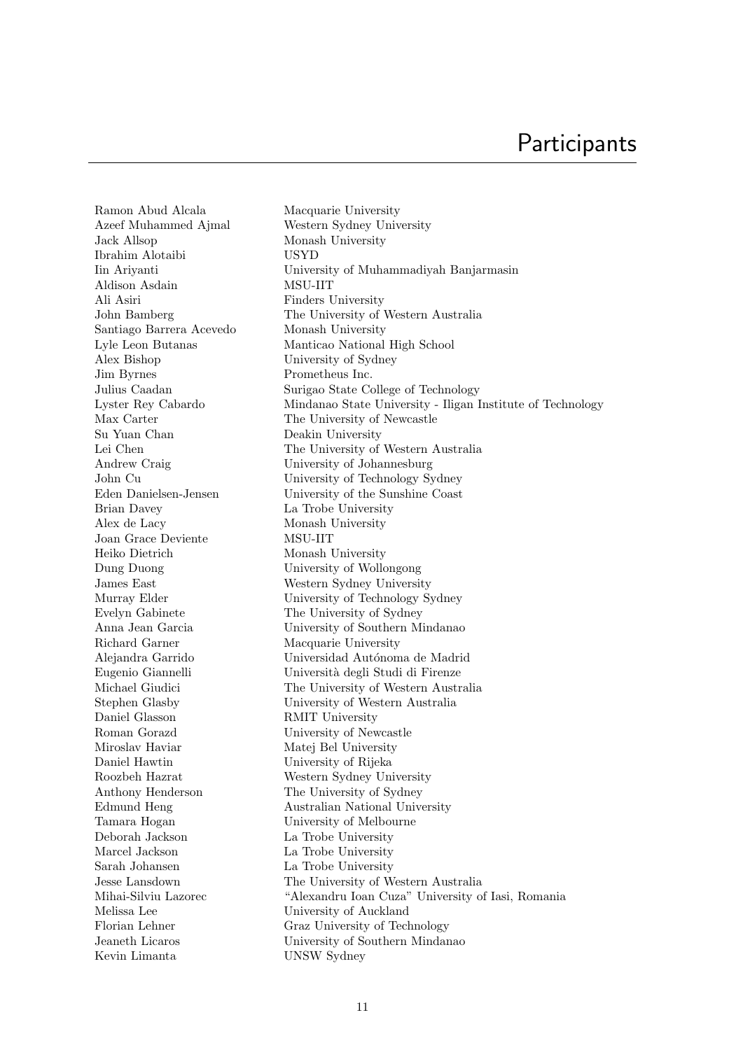# Participants

| | |
|---|---|
| Ramon Abud Alcala | Macquarie University |
| Azeef Muhammed Ajmal | Western Sydney University |
| Jack Allsop | Monash University |
| Ibrahim Alotaibi | USYD |
| Iin Ariyanti | University of Muhammadiyah Banjarmasin |
| Aldison Asdain | MSU-IIT |
| Ali Asiri | Finders University |
| John Bamberg | The University of Western Australia |
| Santiago Barrera Acevedo | Monash University |
| Lyle Leon Butanas | Manticao National High School |
| Alex Bishop | University of Sydney |
| Jim Byrnes | Prometheus Inc. |
| Julius Caadan | Surigao State College of Technology |
| Lyster Rey Cabardo | Mindanao State University - Iligan Institute of Technology |
| Max Carter | The University of Newcastle |
| Su Yuan Chan | Deakin University |
| Lei Chen | The University of Western Australia |
| Andrew Craig | University of Johannesburg |
| John Cu | University of Technology Sydney |
| Eden Danielsen-Jensen | University of the Sunshine Coast |
| Brian Davey | La Trobe University |
| Alex de Lacy | Monash University |
| Joan Grace Deviente | MSU-IIT |
| Heiko Dietrich | Monash University |
| Dung Duong | University of Wollongong |
| James East | Western Sydney University |
| Murray Elder | University of Technology Sydney |
| Evelyn Gabinete | The University of Sydney |
| Anna Jean Garcia | University of Southern Mindanao |
| Richard Garner | Macquarie University |
| Alejandra Garrido | Universidad Autónoma de Madrid |
| Eugenio Giannelli | Università degli Studi di Firenze |
| Michael Giudici | The University of Western Australia |
| Stephen Glasby | University of Western Australia |
| Daniel Glasson | RMIT University |
| Roman Gorazd | University of Newcastle |
| Miroslav Haviar | Matej Bel University |
| Daniel Hawtin | University of Rijeka |
| Roozbeh Hazrat | Western Sydney University |
| Anthony Henderson | The University of Sydney |
| Edmund Heng | Australian National University |
| Tamara Hogan | University of Melbourne |
| Deborah Jackson | La Trobe University |
| Marcel Jackson | La Trobe University |
| Sarah Johansen | La Trobe University |
| Jesse Lansdown | The University of Western Australia |
| Mihai-Silviu Lazorec | "Alexandru Ioan Cuza" University of Iasi, Romania |
| Melissa Lee | University of Auckland |
| Florian Lehner | Graz University of Technology |
| Jeaneth Licaros | University of Southern Mindanao |
| Kevin Limanta | UNSW Sydney |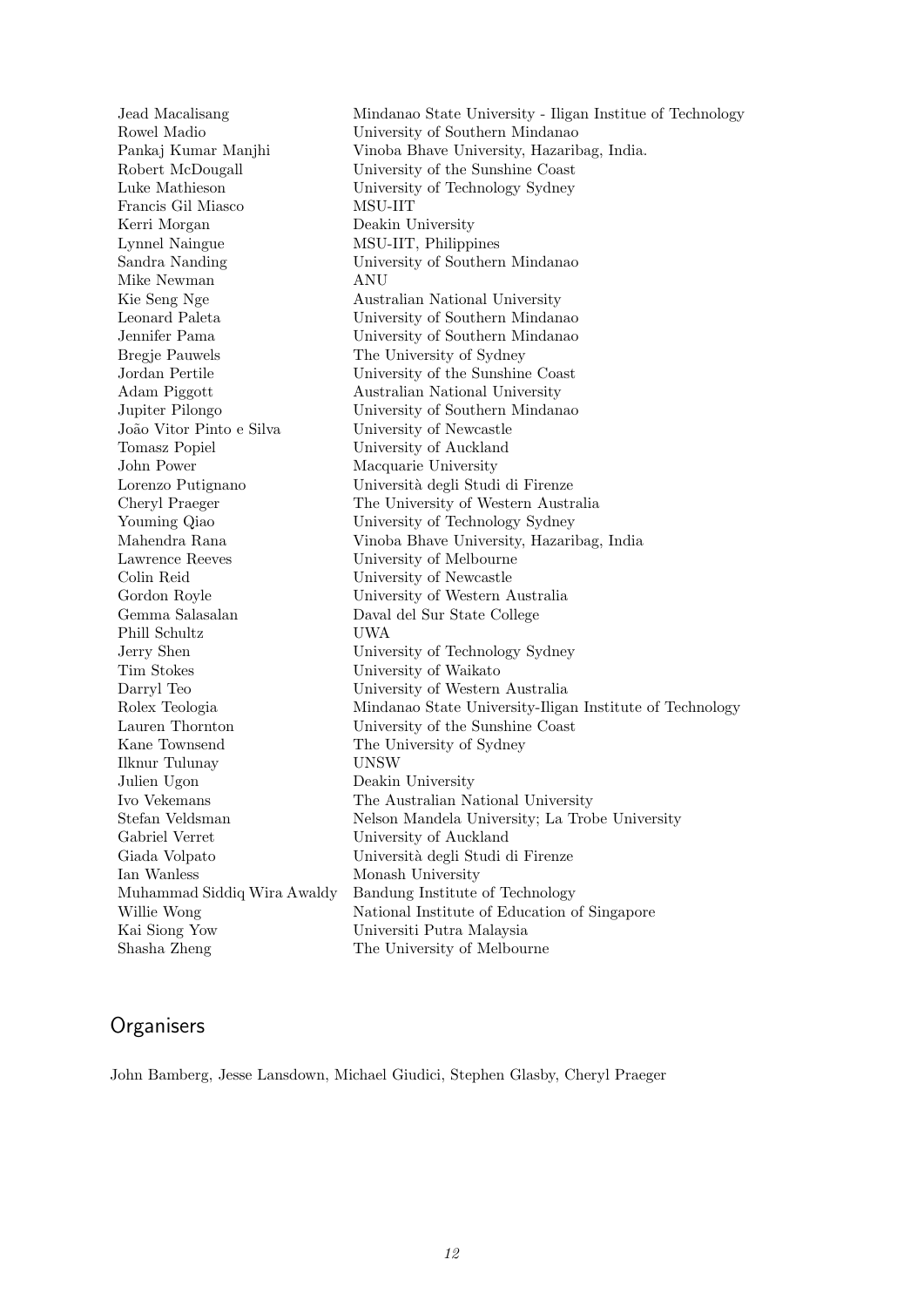| | |
|---|---|
| Jead Macalisang | Mindanao State University - Iligan Institue of Technology |
| Rowel Madio | University of Southern Mindanao |
| Pankaj Kumar Manjhi | Vinoba Bhave University, Hazaribag, India. |
| Robert McDougall | University of the Sunshine Coast |
| Luke Mathieson | University of Technology Sydney |
| Francis Gil Miasco | MSU-IIT |
| Kerri Morgan | Deakin University |
| Lynnel Naingue | MSU-IIT, Philippines |
| Sandra Nanding | University of Southern Mindanao |
| Mike Newman | ANU |
| Kie Seng Nge | Australian National University |
| Leonard Paleta | University of Southern Mindanao |
| Jennifer Pama | University of Southern Mindanao |
| Bregje Pauwels | The University of Sydney |
| Jordan Pertile | University of the Sunshine Coast |
| Adam Piggott | Australian National University |
| Jupiter Pilongo | University of Southern Mindanao |
| João Vitor Pinto e Silva | University of Newcastle |
| Tomasz Popiel | University of Auckland |
| John Power | Macquarie University |
| Lorenzo Putignano | Università degli Studi di Firenze |
| Cheryl Praeger | The University of Western Australia |
| Youming Qiao | University of Technology Sydney |
| Mahendra Rana | Vinoba Bhave University, Hazaribag, India |
| Lawrence Reeves | University of Melbourne |
| Colin Reid | University of Newcastle |
| Gordon Royle | University of Western Australia |
| Gemma Salasalan | Daval del Sur State College |
| Phill Schultz | UWA |
| Jerry Shen | University of Technology Sydney |
| Tim Stokes | University of Waikato |
| Darryl Teo | University of Western Australia |
| Rolex Teologia | Mindanao State University-Iligan Institute of Technology |
| Lauren Thornton | University of the Sunshine Coast |
| Kane Townsend | The University of Sydney |
| Ilknur Tulunay | UNSW |
| Julien Ugon | Deakin University |
| Ivo Vekemans | The Australian National University |
| Stefan Veldsman | Nelson Mandela University; La Trobe University |
| Gabriel Verret | University of Auckland |
| Giada Volpato | Università degli Studi di Firenze |
| Ian Wanless | Monash University |
| Muhammad Siddiq Wira Awaldy | Bandung Institute of Technology |
| Willie Wong | National Institute of Education of Singapore |
| Kai Siong Yow | Universiti Putra Malaysia |
| Shasha Zheng | The University of Melbourne |

## Organisers

John Bamberg, Jesse Lansdown, Michael Giudici, Stephen Glasby, Cheryl Praeger